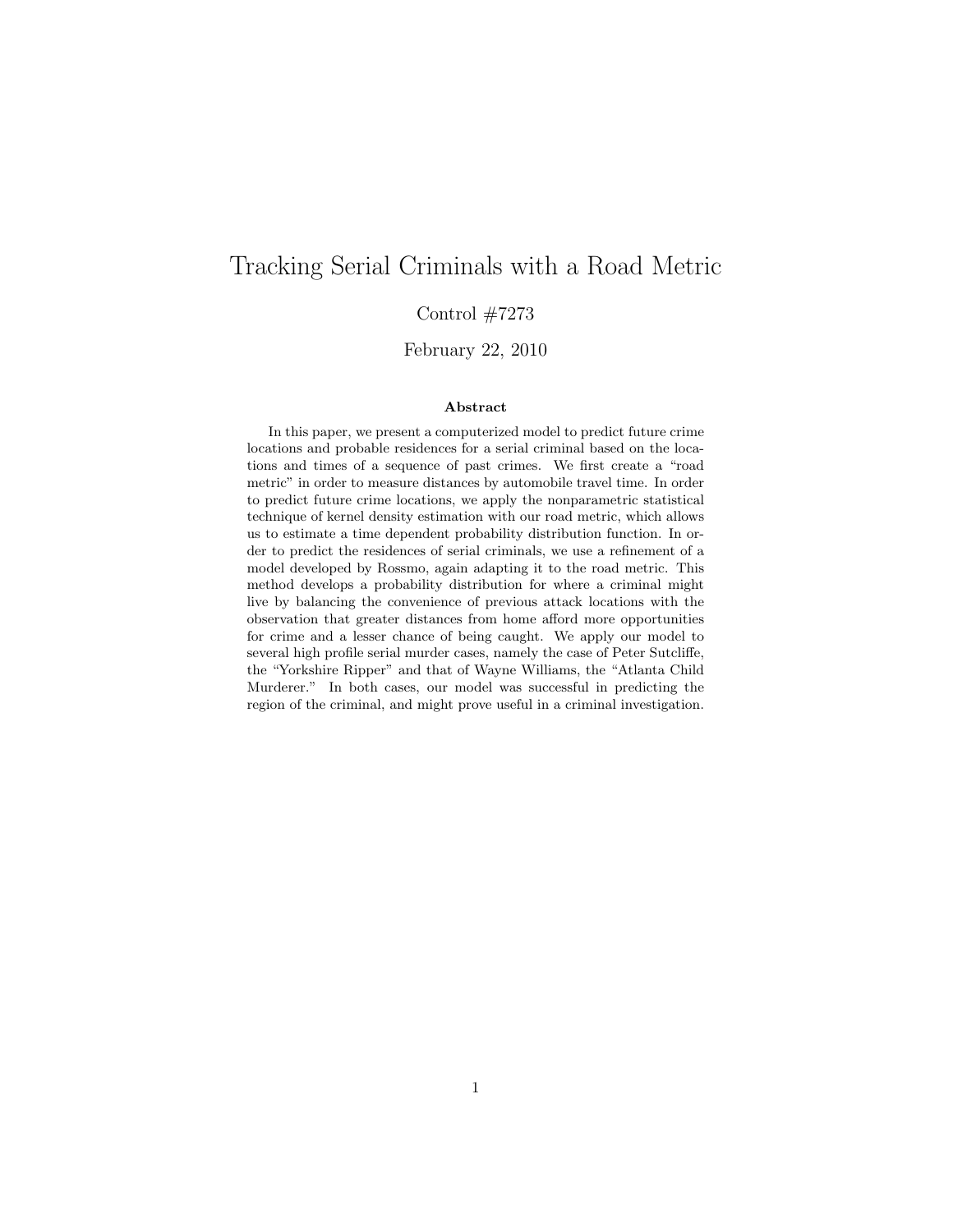# Tracking Serial Criminals with a Road Metric

Control #7273

February 22, 2010

### Abstract

In this paper, we present a computerized model to predict future crime locations and probable residences for a serial criminal based on the locations and times of a sequence of past crimes. We first create a "road metric" in order to measure distances by automobile travel time. In order to predict future crime locations, we apply the nonparametric statistical technique of kernel density estimation with our road metric, which allows us to estimate a time dependent probability distribution function. In order to predict the residences of serial criminals, we use a refinement of a model developed by Rossmo, again adapting it to the road metric. This method develops a probability distribution for where a criminal might live by balancing the convenience of previous attack locations with the observation that greater distances from home afford more opportunities for crime and a lesser chance of being caught. We apply our model to several high profile serial murder cases, namely the case of Peter Sutcliffe, the "Yorkshire Ripper" and that of Wayne Williams, the "Atlanta Child Murderer." In both cases, our model was successful in predicting the region of the criminal, and might prove useful in a criminal investigation.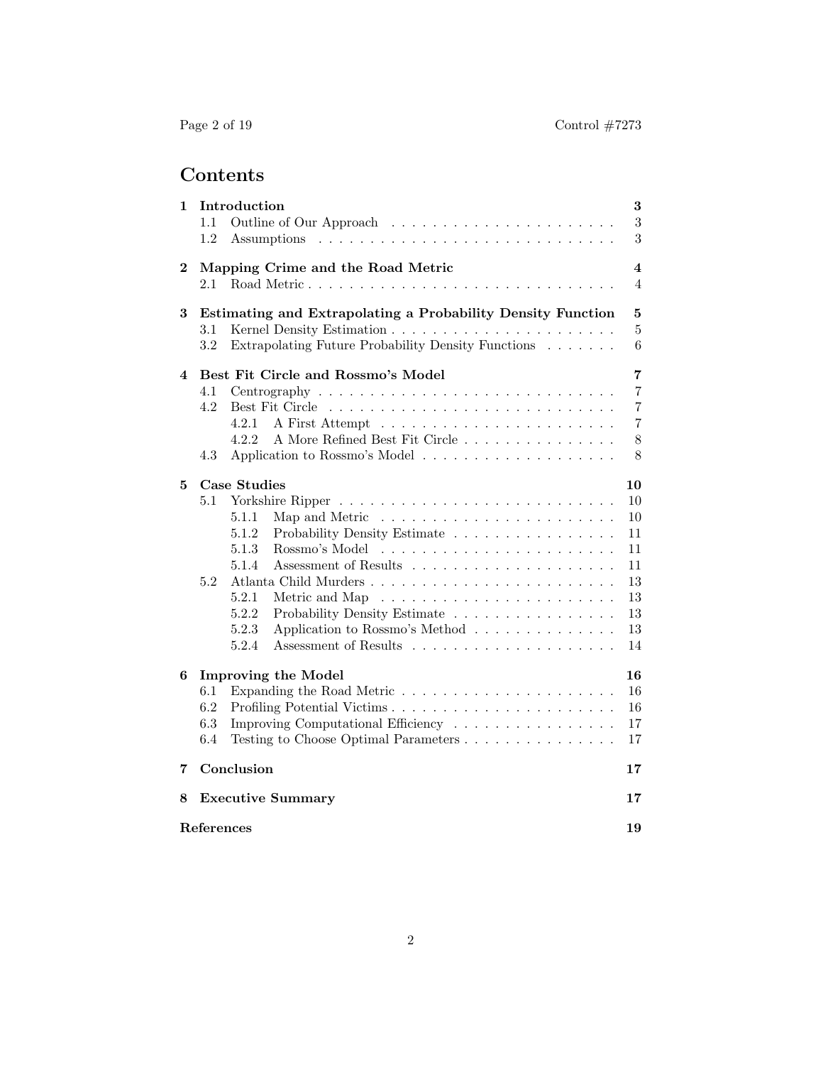# Contents

**1 Introduction** **3**
- 1.1 Outline of Our Approach . . . 3
- 1.2 Assumptions . . . 3

**2 Mapping Crime and the Road Metric** **4**
- 2.1 Road Metric . . . 4

**3 Estimating and Extrapolating a Probability Density Function** **5**
- 3.1 Kernel Density Estimation . . . 5
- 3.2 Extrapolating Future Probability Density Functions . . . 6

**4 Best Fit Circle and Rossmo's Model** **7**
- 4.1 Centrography . . . 7
- 4.2 Best Fit Circle . . . 7
  - 4.2.1 A First Attempt . . . 7
  - 4.2.2 A More Refined Best Fit Circle . . . 8
- 4.3 Application to Rossmo's Model . . . 8

**5 Case Studies** **10**
- 5.1 Yorkshire Ripper . . . 10
  - 5.1.1 Map and Metric . . . 10
  - 5.1.2 Probability Density Estimate . . . 11
  - 5.1.3 Rossmo's Model . . . 11
  - 5.1.4 Assessment of Results . . . 11
- 5.2 Atlanta Child Murders . . . 13
  - 5.2.1 Metric and Map . . . 13
  - 5.2.2 Probability Density Estimate . . . 13
  - 5.2.3 Application to Rossmo's Method . . . 13
  - 5.2.4 Assessment of Results . . . 14

**6 Improving the Model** **16**
- 6.1 Expanding the Road Metric . . . 16
- 6.2 Profiling Potential Victims . . . 16
- 6.3 Improving Computational Efficiency . . . 17
- 6.4 Testing to Choose Optimal Parameters . . . 17

**7 Conclusion** **17**

**8 Executive Summary** **17**

**References** **19**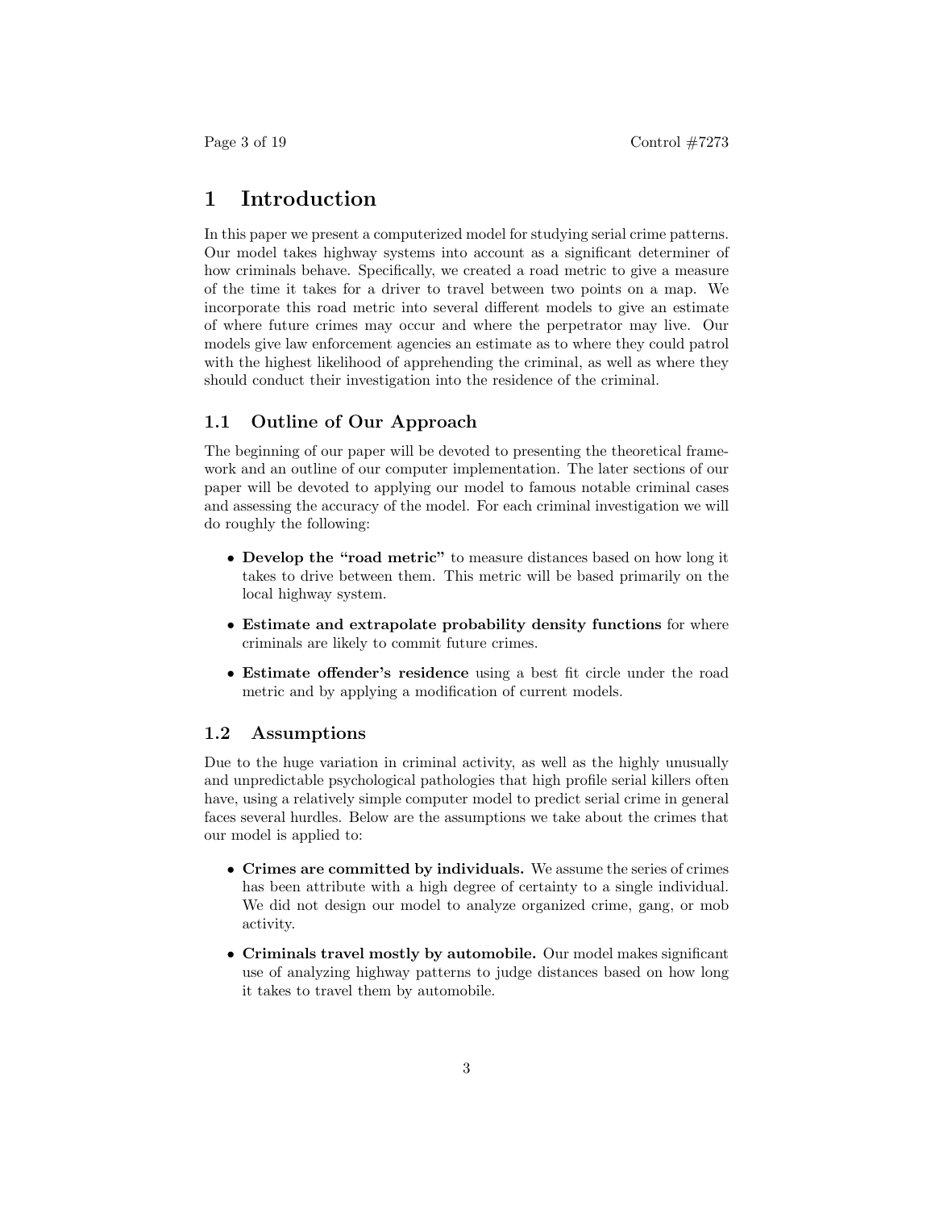# 1 Introduction

In this paper we present a computerized model for studying serial crime patterns. Our model takes highway systems into account as a significant determiner of how criminals behave. Specifically, we created a road metric to give a measure of the time it takes for a driver to travel between two points on a map. We incorporate this road metric into several different models to give an estimate of where future crimes may occur and where the perpetrator may live. Our models give law enforcement agencies an estimate as to where they could patrol with the highest likelihood of apprehending the criminal, as well as where they should conduct their investigation into the residence of the criminal.

## 1.1 Outline of Our Approach

The beginning of our paper will be devoted to presenting the theoretical framework and an outline of our computer implementation. The later sections of our paper will be devoted to applying our model to famous notable criminal cases and assessing the accuracy of the model. For each criminal investigation we will do roughly the following:

- **Develop the "road metric"** to measure distances based on how long it takes to drive between them. This metric will be based primarily on the local highway system.
- **Estimate and extrapolate probability density functions** for where criminals are likely to commit future crimes.
- **Estimate offender's residence** using a best fit circle under the road metric and by applying a modification of current models.

## 1.2 Assumptions

Due to the huge variation in criminal activity, as well as the highly unusually and unpredictable psychological pathologies that high profile serial killers often have, using a relatively simple computer model to predict serial crime in general faces several hurdles. Below are the assumptions we take about the crimes that our model is applied to:

- **Crimes are committed by individuals.** We assume the series of crimes has been attribute with a high degree of certainty to a single individual. We did not design our model to analyze organized crime, gang, or mob activity.
- **Criminals travel mostly by automobile.** Our model makes significant use of analyzing highway patterns to judge distances based on how long it takes to travel them by automobile.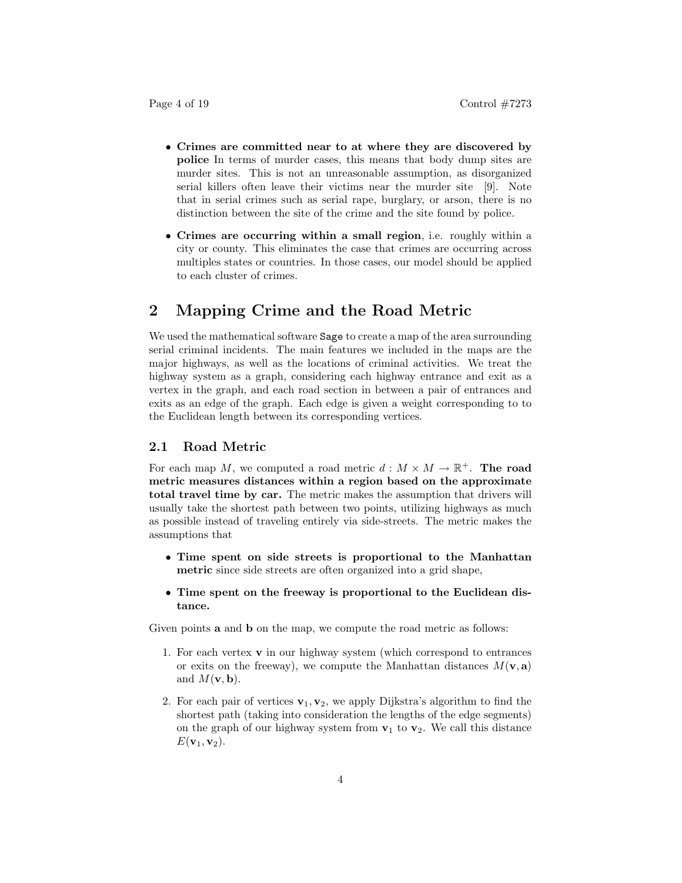- **Crimes are committed near to at where they are discovered by police** In terms of murder cases, this means that body dump sites are murder sites. This is not an unreasonable assumption, as disorganized serial killers often leave their victims near the murder site [9]. Note that in serial crimes such as serial rape, burglary, or arson, there is no distinction between the site of the crime and the site found by police.
- **Crimes are occurring within a small region**, i.e. roughly within a city or county. This eliminates the case that crimes are occurring across multiples states or countries. In those cases, our model should be applied to each cluster of crimes.

# 2 Mapping Crime and the Road Metric

We used the mathematical software `Sage` to create a map of the area surrounding serial criminal incidents. The main features we included in the maps are the major highways, as well as the locations of criminal activities. We treat the highway system as a graph, considering each highway entrance and exit as a vertex in the graph, and each road section in between a pair of entrances and exits as an edge of the graph. Each edge is given a weight corresponding to to the Euclidean length between its corresponding vertices.

## 2.1 Road Metric

For each map $M$, we computed a road metric $d : M \times M \to \mathbb{R}^+$. **The road metric measures distances within a region based on the approximate total travel time by car.** The metric makes the assumption that drivers will usually take the shortest path between two points, utilizing highways as much as possible instead of traveling entirely via side-streets. The metric makes the assumptions that

- **Time spent on side streets is proportional to the Manhattan metric** since side streets are often organized into a grid shape,
- **Time spent on the freeway is proportional to the Euclidean distance.**

Given points $\mathbf{a}$ and $\mathbf{b}$ on the map, we compute the road metric as follows:

1. For each vertex $\mathbf{v}$ in our highway system (which correspond to entrances or exits on the freeway), we compute the Manhattan distances $M(\mathbf{v}, \mathbf{a})$ and $M(\mathbf{v}, \mathbf{b})$.
2. For each pair of vertices $\mathbf{v}_1, \mathbf{v}_2$, we apply Dijkstra's algorithm to find the shortest path (taking into consideration the lengths of the edge segments) on the graph of our highway system from $\mathbf{v}_1$ to $\mathbf{v}_2$. We call this distance $E(\mathbf{v}_1, \mathbf{v}_2)$.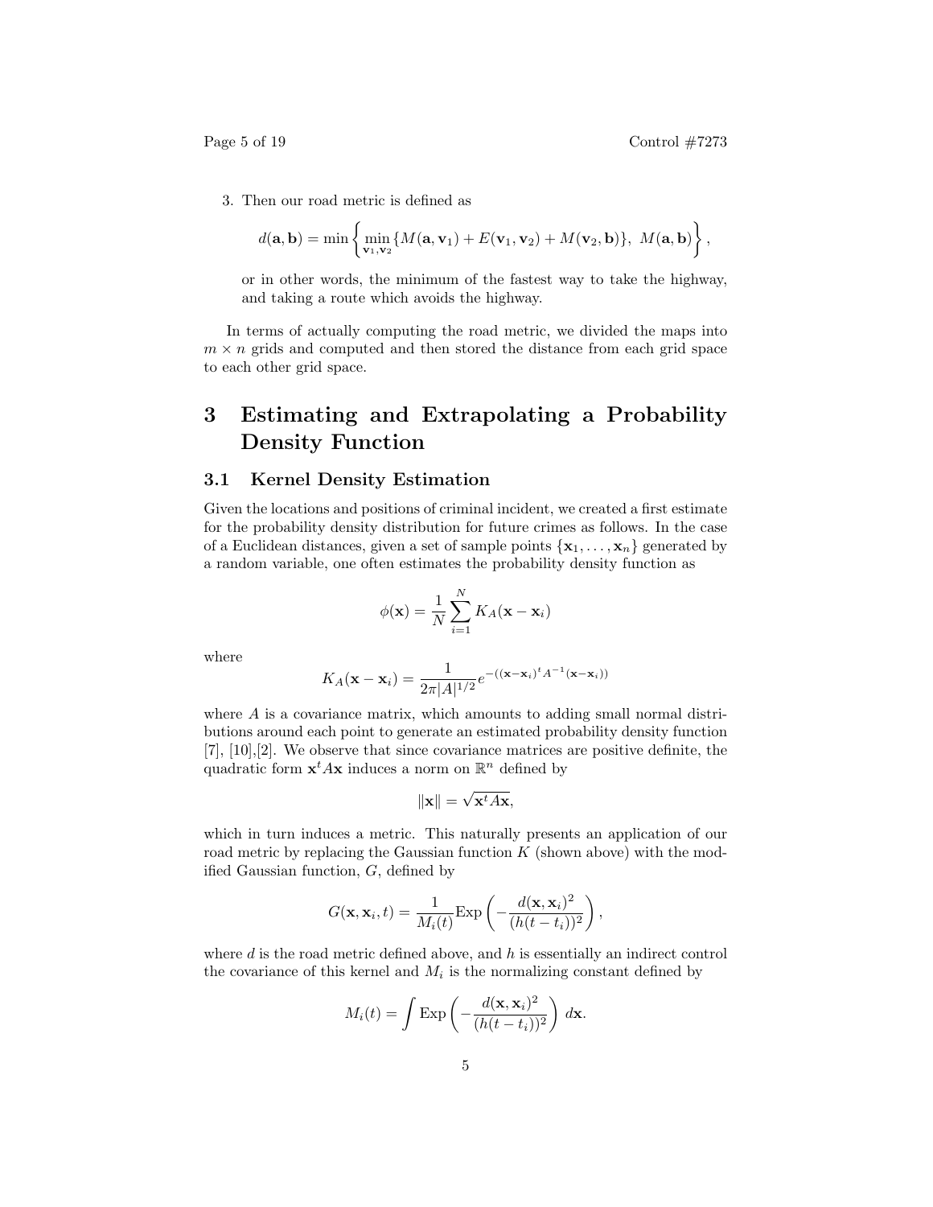3. Then our road metric is defined as

$$d(\mathbf{a}, \mathbf{b}) = \min \left\{ \min_{\mathbf{v}_1, \mathbf{v}_2} \{ M(\mathbf{a}, \mathbf{v}_1) + E(\mathbf{v}_1, \mathbf{v}_2) + M(\mathbf{v}_2, \mathbf{b}) \},\ M(\mathbf{a}, \mathbf{b}) \right\},$$

or in other words, the minimum of the fastest way to take the highway, and taking a route which avoids the highway.

In terms of actually computing the road metric, we divided the maps into $m \times n$ grids and computed and then stored the distance from each grid space to each other grid space.

# 3 Estimating and Extrapolating a Probability Density Function

## 3.1 Kernel Density Estimation

Given the locations and positions of criminal incident, we created a first estimate for the probability density distribution for future crimes as follows. In the case of a Euclidean distances, given a set of sample points $\{\mathbf{x}_1, \ldots, \mathbf{x}_n\}$ generated by a random variable, one often estimates the probability density function as

$$\phi(\mathbf{x}) = \frac{1}{N} \sum_{i=1}^{N} K_A(\mathbf{x} - \mathbf{x}_i)$$

where

$$K_A(\mathbf{x} - \mathbf{x}_i) = \frac{1}{2\pi |A|^{1/2}} e^{-((\mathbf{x}-\mathbf{x}_i)^t A^{-1} (\mathbf{x}-\mathbf{x}_i))}$$

where $A$ is a covariance matrix, which amounts to adding small normal distributions around each point to generate an estimated probability density function [7], [10],[2]. We observe that since covariance matrices are positive definite, the quadratic form $\mathbf{x}^t A \mathbf{x}$ induces a norm on $\mathbb{R}^n$ defined by

$$\|\mathbf{x}\| = \sqrt{\mathbf{x}^t A \mathbf{x}},$$

which in turn induces a metric. This naturally presents an application of our road metric by replacing the Gaussian function $K$ (shown above) with the modified Gaussian function, $G$, defined by

$$G(\mathbf{x}, \mathbf{x}_i, t) = \frac{1}{M_i(t)} \text{Exp}\left( -\frac{d(\mathbf{x}, \mathbf{x}_i)^2}{(h(t - t_i))^2} \right),$$

where $d$ is the road metric defined above, and $h$ is essentially an indirect control the covariance of this kernel and $M_i$ is the normalizing constant defined by

$$M_i(t) = \int \text{Exp}\left( -\frac{d(\mathbf{x}, \mathbf{x}_i)^2}{(h(t - t_i))^2} \right) \, d\mathbf{x}.$$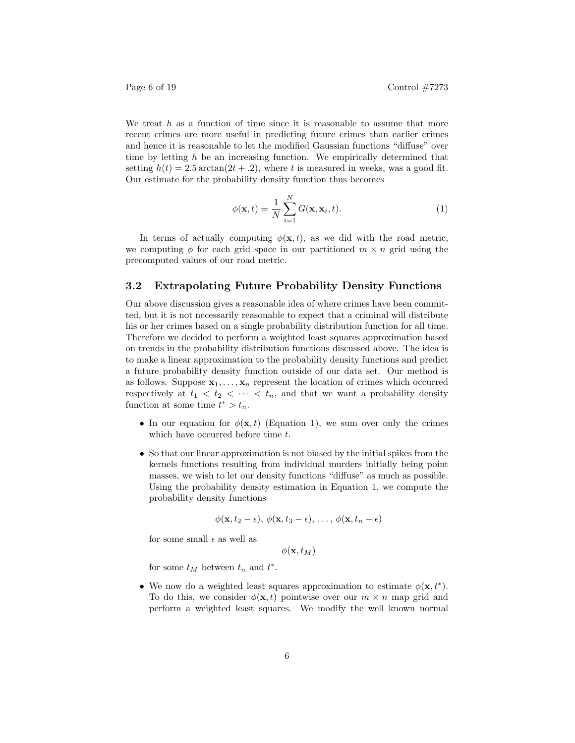We treat $h$ as a function of time since it is reasonable to assume that more recent crimes are more useful in predicting future crimes than earlier crimes and hence it is reasonable to let the modified Gaussian functions "diffuse" over time by letting $h$ be an increasing function. We empirically determined that setting $h(t) = 2.5 \arctan(2t + .2)$, where $t$ is measured in weeks, was a good fit. Our estimate for the probability density function thus becomes

$$\phi(\mathbf{x}, t) = \frac{1}{N} \sum_{i=1}^{N} G(\mathbf{x}, \mathbf{x}_i, t). \tag{1}$$

In terms of actually computing $\phi(\mathbf{x}, t)$, as we did with the road metric, we computing $\phi$ for each grid space in our partitioned $m \times n$ grid using the precomputed values of our road metric.

### 3.2 Extrapolating Future Probability Density Functions

Our above discussion gives a reasonable idea of where crimes have been committed, but it is not necessarily reasonable to expect that a criminal will distribute his or her crimes based on a single probability distribution function for all time. Therefore we decided to perform a weighted least squares approximation based on trends in the probability distribution functions discussed above. The idea is to make a linear approximation to the probability density functions and predict a future probability density function outside of our data set. Our method is as follows. Suppose $\mathbf{x}_1, \ldots, \mathbf{x}_n$ represent the location of crimes which occurred respectively at $t_1 < t_2 < \cdots < t_n$, and that we want a probability density function at some time $t^* > t_n$.

- In our equation for $\phi(\mathbf{x}, t)$ (Equation 1), we sum over only the crimes which have occurred before time $t$.
- So that our linear approximation is not biased by the initial spikes from the kernels functions resulting from individual murders initially being point masses, we wish to let our density functions "diffuse" as much as possible. Using the probability density estimation in Equation 1, we compute the probability density functions

  $$\phi(\mathbf{x}, t_2 - \epsilon),\ \phi(\mathbf{x}, t_3 - \epsilon),\ \ldots,\ \phi(\mathbf{x}, t_n - \epsilon)$$

  for some small $\epsilon$ as well as

  $$\phi(\mathbf{x}, t_M)$$

  for some $t_M$ between $t_n$ and $t^*$.
- We now do a weighted least squares approximation to estimate $\phi(\mathbf{x}, t^*)$. To do this, we consider $\phi(\mathbf{x}, t)$ pointwise over our $m \times n$ map grid and perform a weighted least squares. We modify the well known normal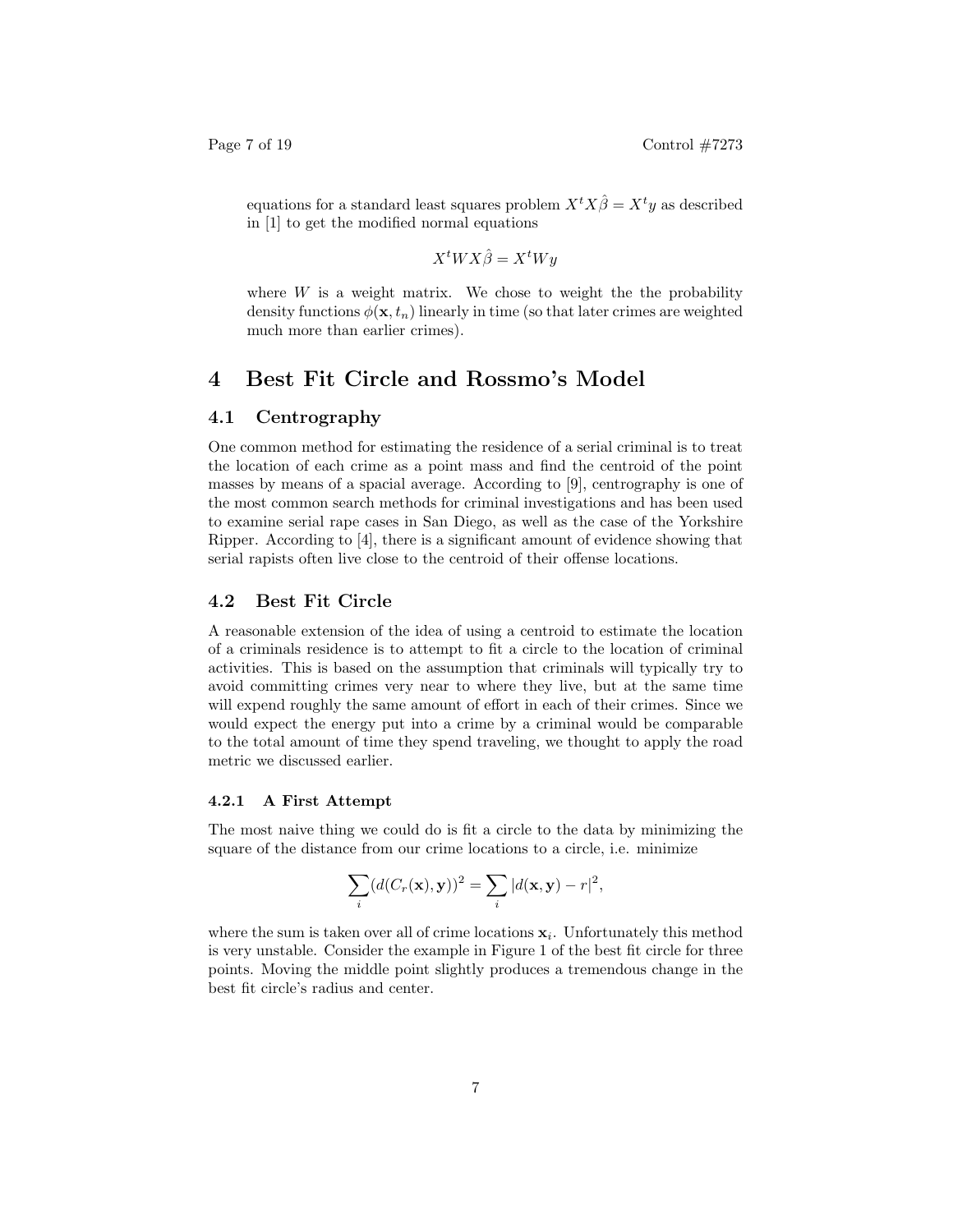equations for a standard least squares problem $X^t X\hat{\beta} = X^t y$ as described in [1] to get the modified normal equations

$$X^t W X\hat{\beta} = X^t W y$$

where $W$ is a weight matrix. We chose to weight the the probability density functions $\phi(\mathbf{x}, t_n)$ linearly in time (so that later crimes are weighted much more than earlier crimes).

# 4 Best Fit Circle and Rossmo's Model

## 4.1 Centrography

One common method for estimating the residence of a serial criminal is to treat the location of each crime as a point mass and find the centroid of the point masses by means of a spacial average. According to [9], centrography is one of the most common search methods for criminal investigations and has been used to examine serial rape cases in San Diego, as well as the case of the Yorkshire Ripper. According to [4], there is a significant amount of evidence showing that serial rapists often live close to the centroid of their offense locations.

## 4.2 Best Fit Circle

A reasonable extension of the idea of using a centroid to estimate the location of a criminals residence is to attempt to fit a circle to the location of criminal activities. This is based on the assumption that criminals will typically try to avoid committing crimes very near to where they live, but at the same time will expend roughly the same amount of effort in each of their crimes. Since we would expect the energy put into a crime by a criminal would be comparable to the total amount of time they spend traveling, we thought to apply the road metric we discussed earlier.

### 4.2.1 A First Attempt

The most naive thing we could do is fit a circle to the data by minimizing the square of the distance from our crime locations to a circle, i.e. minimize

$$\sum_i (d(C_r(\mathbf{x}), \mathbf{y}))^2 = \sum_i |d(\mathbf{x}, \mathbf{y}) - r|^2,$$

where the sum is taken over all of crime locations $\mathbf{x}_i$. Unfortunately this method is very unstable. Consider the example in Figure 1 of the best fit circle for three points. Moving the middle point slightly produces a tremendous change in the best fit circle's radius and center.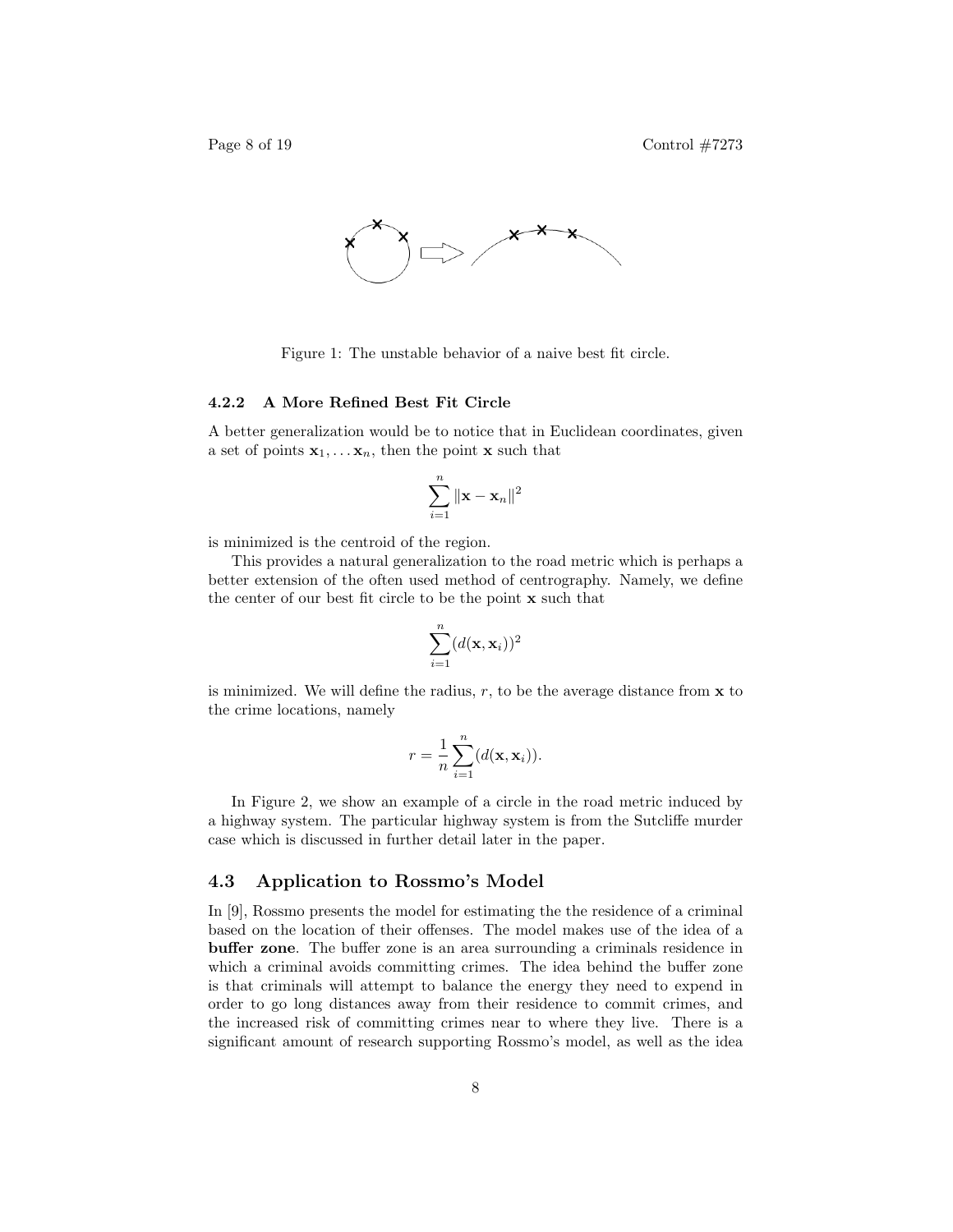Figure 1: The unstable behavior of a naive best fit circle.

#### 4.2.2 A More Refined Best Fit Circle

A better generalization would be to notice that in Euclidean coordinates, given a set of points $\mathbf{x}_1, \ldots \mathbf{x}_n$, then the point $\mathbf{x}$ such that

$$\sum_{i=1}^{n} \|\mathbf{x} - \mathbf{x}_n\|^2$$

is minimized is the centroid of the region.

This provides a natural generalization to the road metric which is perhaps a better extension of the often used method of centrography. Namely, we define the center of our best fit circle to be the point $\mathbf{x}$ such that

$$\sum_{i=1}^{n} (d(\mathbf{x}, \mathbf{x}_i))^2$$

is minimized. We will define the radius, $r$, to be the average distance from $\mathbf{x}$ to the crime locations, namely

$$r = \frac{1}{n} \sum_{i=1}^{n} (d(\mathbf{x}, \mathbf{x}_i)).$$

In Figure 2, we show an example of a circle in the road metric induced by a highway system. The particular highway system is from the Sutcliffe murder case which is discussed in further detail later in the paper.

### 4.3 Application to Rossmo's Model

In [9], Rossmo presents the model for estimating the the residence of a criminal based on the location of their offenses. The model makes use of the idea of a **buffer zone**. The buffer zone is an area surrounding a criminals residence in which a criminal avoids committing crimes. The idea behind the buffer zone is that criminals will attempt to balance the energy they need to expend in order to go long distances away from their residence to commit crimes, and the increased risk of committing crimes near to where they live. There is a significant amount of research supporting Rossmo's model, as well as the idea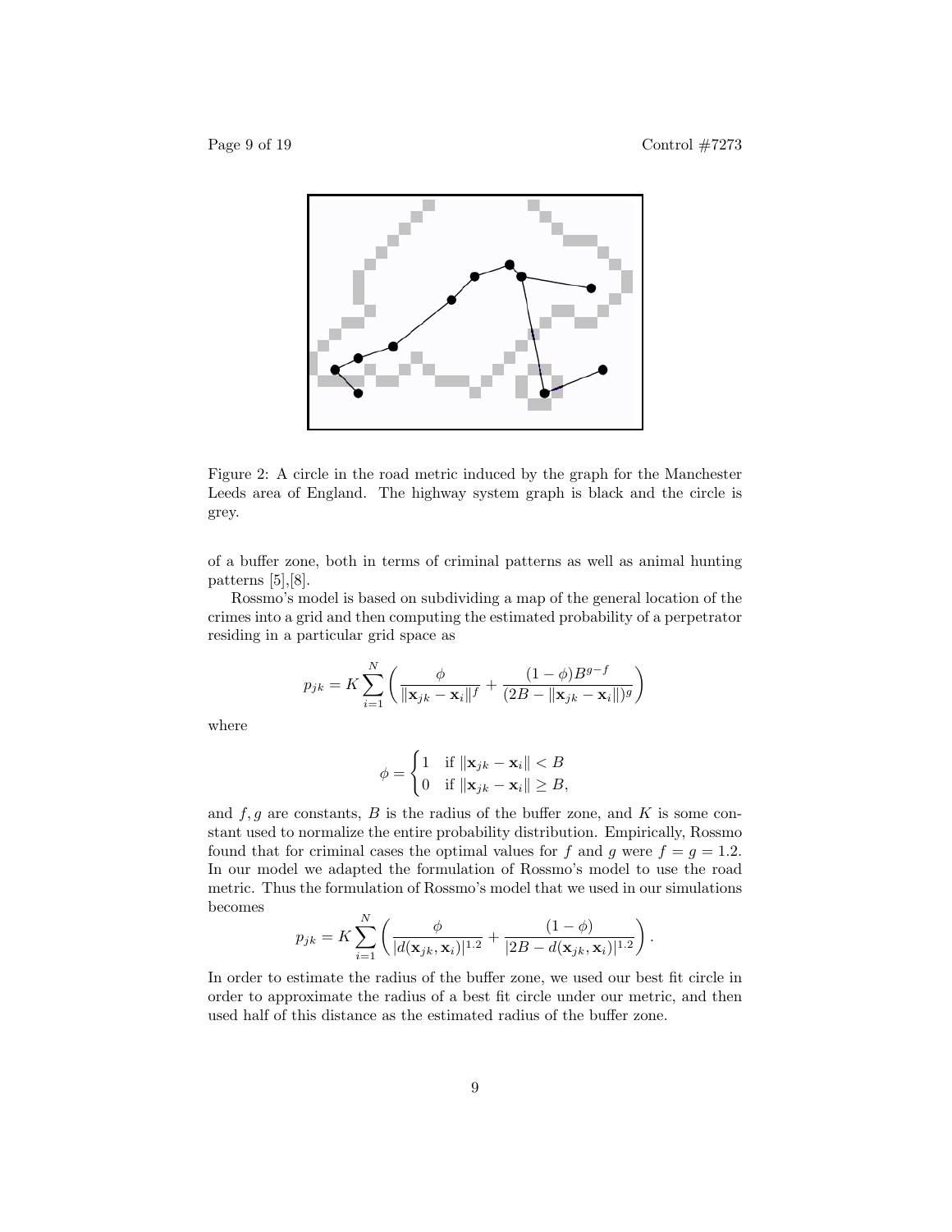Figure 2: A circle in the road metric induced by the graph for the Manchester Leeds area of England. The highway system graph is black and the circle is grey.

of a buffer zone, both in terms of criminal patterns as well as animal hunting patterns [5],[8].

Rossmo's model is based on subdividing a map of the general location of the crimes into a grid and then computing the estimated probability of a perpetrator residing in a particular grid space as

$$p_{jk} = K \sum_{i=1}^{N} \left( \frac{\phi}{\|\mathbf{x}_{jk} - \mathbf{x}_i\|^f} + \frac{(1-\phi)B^{g-f}}{(2B - \|\mathbf{x}_{jk} - \mathbf{x}_i\|)^g} \right)$$

where

$$\phi = \begin{cases} 1 & \text{if } \|\mathbf{x}_{jk} - \mathbf{x}_i\| < B \\ 0 & \text{if } \|\mathbf{x}_{jk} - \mathbf{x}_i\| \geq B, \end{cases}$$

and $f, g$ are constants, $B$ is the radius of the buffer zone, and $K$ is some constant used to normalize the entire probability distribution. Empirically, Rossmo found that for criminal cases the optimal values for $f$ and $g$ were $f = g = 1.2$. In our model we adapted the formulation of Rossmo's model to use the road metric. Thus the formulation of Rossmo's model that we used in our simulations becomes

$$p_{jk} = K \sum_{i=1}^{N} \left( \frac{\phi}{|d(\mathbf{x}_{jk}, \mathbf{x}_i)|^{1.2}} + \frac{(1-\phi)}{|2B - d(\mathbf{x}_{jk}, \mathbf{x}_i)|^{1.2}} \right).$$

In order to estimate the radius of the buffer zone, we used our best fit circle in order to approximate the radius of a best fit circle under our metric, and then used half of this distance as the estimated radius of the buffer zone.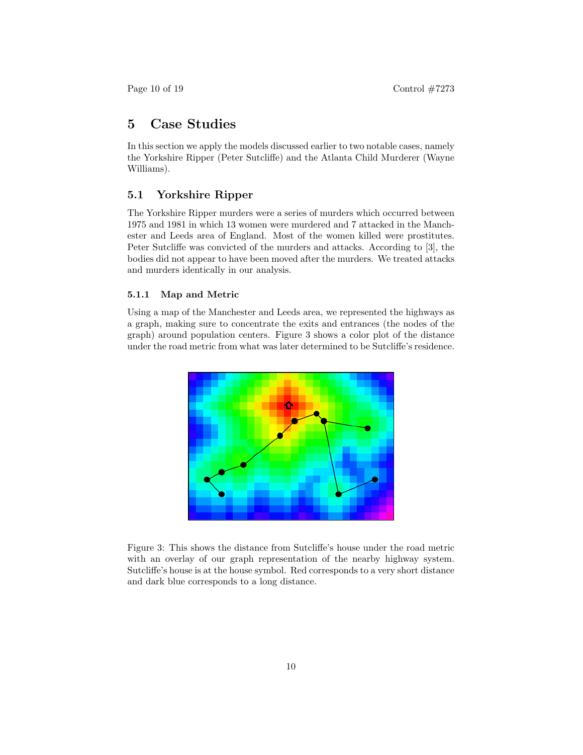# 5 Case Studies

In this section we apply the models discussed earlier to two notable cases, namely the Yorkshire Ripper (Peter Sutcliffe) and the Atlanta Child Murderer (Wayne Williams).

## 5.1 Yorkshire Ripper

The Yorkshire Ripper murders were a series of murders which occurred between 1975 and 1981 in which 13 women were murdered and 7 attacked in the Manchester and Leeds area of England. Most of the women killed were prostitutes. Peter Sutcliffe was convicted of the murders and attacks. According to [3], the bodies did not appear to have been moved after the murders. We treated attacks and murders identically in our analysis.

### 5.1.1 Map and Metric

Using a map of the Manchester and Leeds area, we represented the highways as a graph, making sure to concentrate the exits and entrances (the nodes of the graph) around population centers. Figure 3 shows a color plot of the distance under the road metric from what was later determined to be Sutcliffe's residence.

Figure 3: This shows the distance from Sutcliffe's house under the road metric with an overlay of our graph representation of the nearby highway system. Sutcliffe's house is at the house symbol. Red corresponds to a very short distance and dark blue corresponds to a long distance.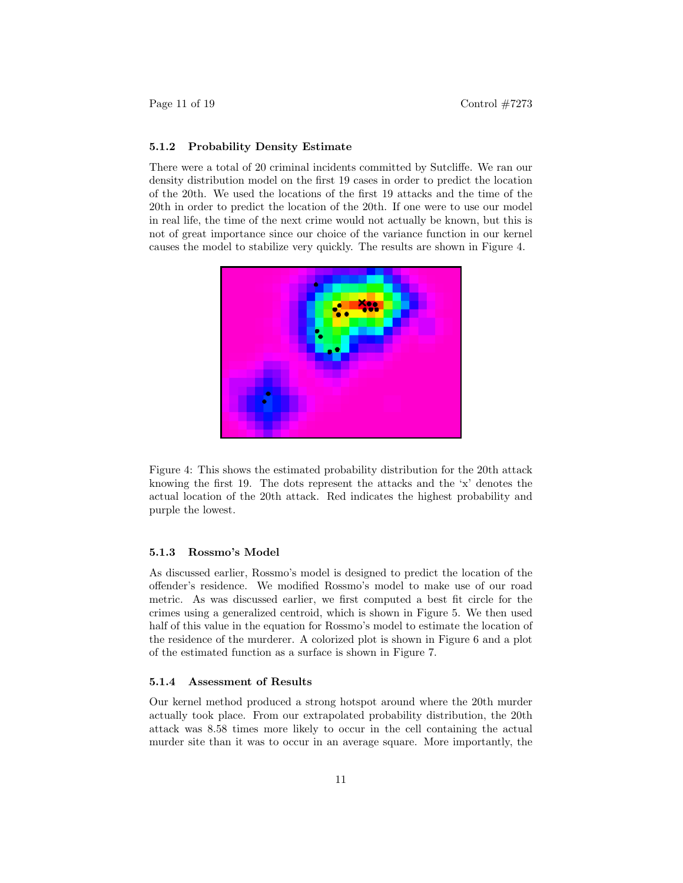#### 5.1.2 Probability Density Estimate

There were a total of 20 criminal incidents committed by Sutcliffe. We ran our density distribution model on the first 19 cases in order to predict the location of the 20th. We used the locations of the first 19 attacks and the time of the 20th in order to predict the location of the 20th. If one were to use our model in real life, the time of the next crime would not actually be known, but this is not of great importance since our choice of the variance function in our kernel causes the model to stabilize very quickly. The results are shown in Figure 4.

Figure 4: This shows the estimated probability distribution for the 20th attack knowing the first 19. The dots represent the attacks and the 'x' denotes the actual location of the 20th attack. Red indicates the highest probability and purple the lowest.

#### 5.1.3 Rossmo's Model

As discussed earlier, Rossmo's model is designed to predict the location of the offender's residence. We modified Rossmo's model to make use of our road metric. As was discussed earlier, we first computed a best fit circle for the crimes using a generalized centroid, which is shown in Figure 5. We then used half of this value in the equation for Rossmo's model to estimate the location of the residence of the murderer. A colorized plot is shown in Figure 6 and a plot of the estimated function as a surface is shown in Figure 7.

#### 5.1.4 Assessment of Results

Our kernel method produced a strong hotspot around where the 20th murder actually took place. From our extrapolated probability distribution, the 20th attack was 8.58 times more likely to occur in the cell containing the actual murder site than it was to occur in an average square. More importantly, the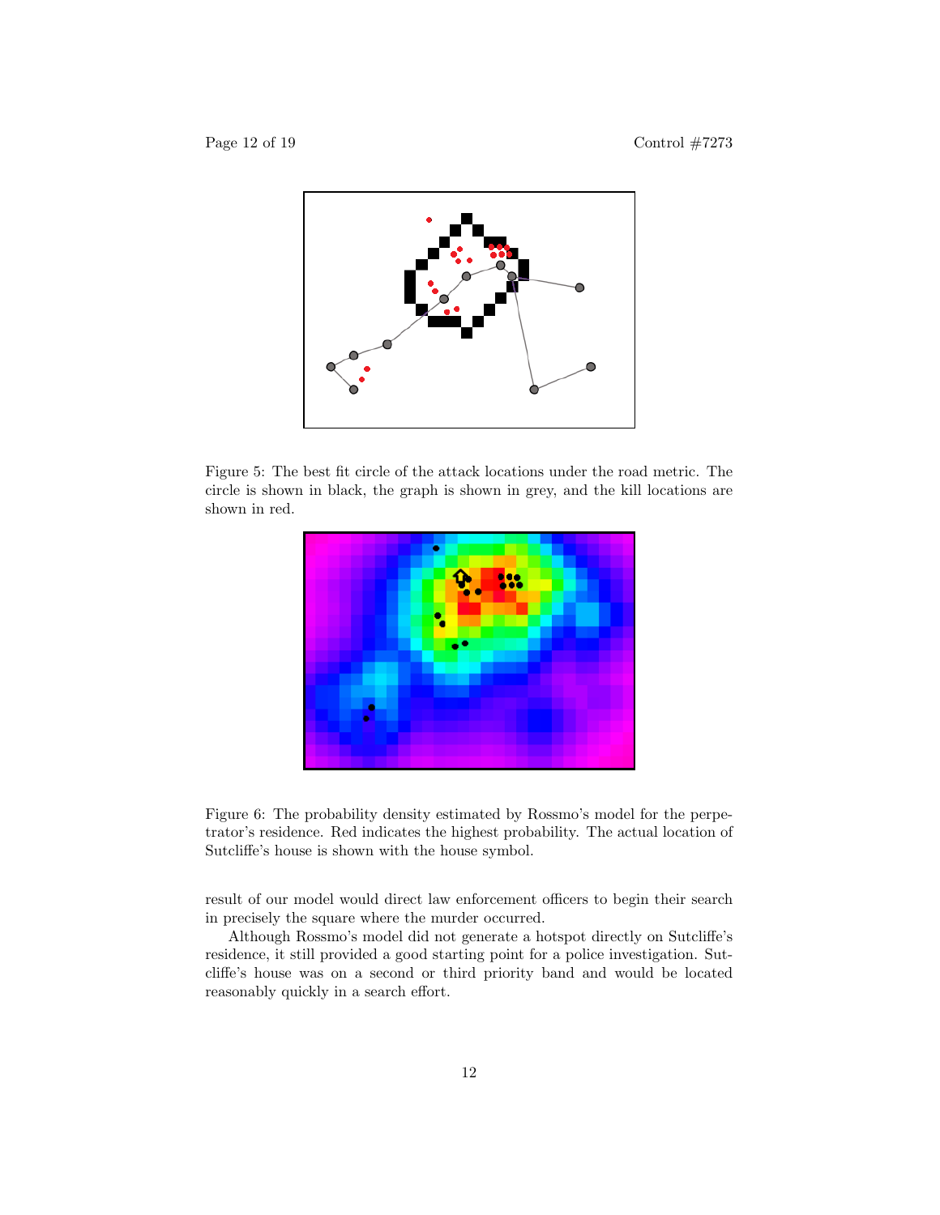Figure 5: The best fit circle of the attack locations under the road metric. The circle is shown in black, the graph is shown in grey, and the kill locations are shown in red.

Figure 6: The probability density estimated by Rossmo's model for the perpetrator's residence. Red indicates the highest probability. The actual location of Sutcliffe's house is shown with the house symbol.

result of our model would direct law enforcement officers to begin their search in precisely the square where the murder occurred.

Although Rossmo's model did not generate a hotspot directly on Sutcliffe's residence, it still provided a good starting point for a police investigation. Sutcliffe's house was on a second or third priority band and would be located reasonably quickly in a search effort.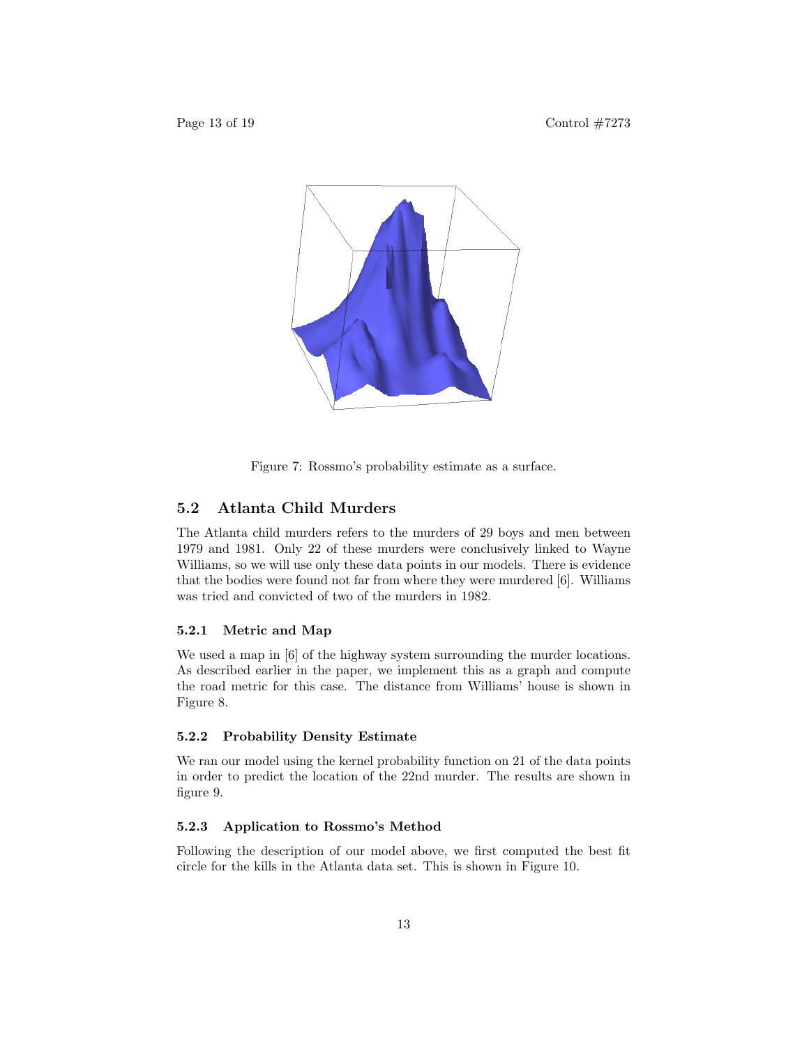Figure 7: Rossmo's probability estimate as a surface.

## 5.2 Atlanta Child Murders

The Atlanta child murders refers to the murders of 29 boys and men between 1979 and 1981. Only 22 of these murders were conclusively linked to Wayne Williams, so we will use only these data points in our models. There is evidence that the bodies were found not far from where they were murdered [6]. Williams was tried and convicted of two of the murders in 1982.

### 5.2.1 Metric and Map

We used a map in [6] of the highway system surrounding the murder locations. As described earlier in the paper, we implement this as a graph and compute the road metric for this case. The distance from Williams' house is shown in Figure 8.

### 5.2.2 Probability Density Estimate

We ran our model using the kernel probability function on 21 of the data points in order to predict the location of the 22nd murder. The results are shown in figure 9.

### 5.2.3 Application to Rossmo's Method

Following the description of our model above, we first computed the best fit circle for the kills in the Atlanta data set. This is shown in Figure 10.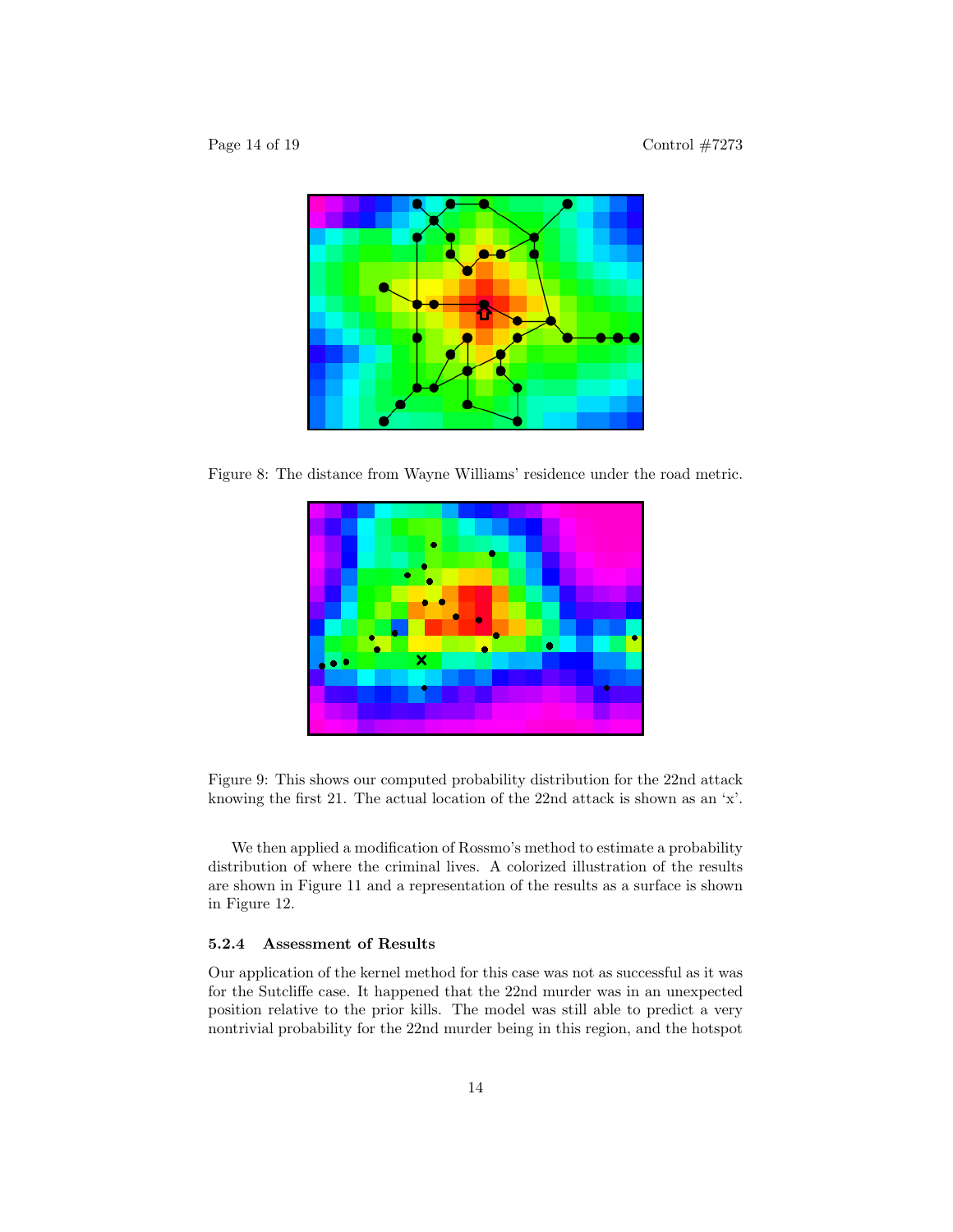Figure 8: The distance from Wayne Williams' residence under the road metric.

Figure 9: This shows our computed probability distribution for the 22nd attack knowing the first 21. The actual location of the 22nd attack is shown as an 'x'.

We then applied a modification of Rossmo's method to estimate a probability distribution of where the criminal lives. A colorized illustration of the results are shown in Figure 11 and a representation of the results as a surface is shown in Figure 12.

#### 5.2.4 Assessment of Results

Our application of the kernel method for this case was not as successful as it was for the Sutcliffe case. It happened that the 22nd murder was in an unexpected position relative to the prior kills. The model was still able to predict a very nontrivial probability for the 22nd murder being in this region, and the hotspot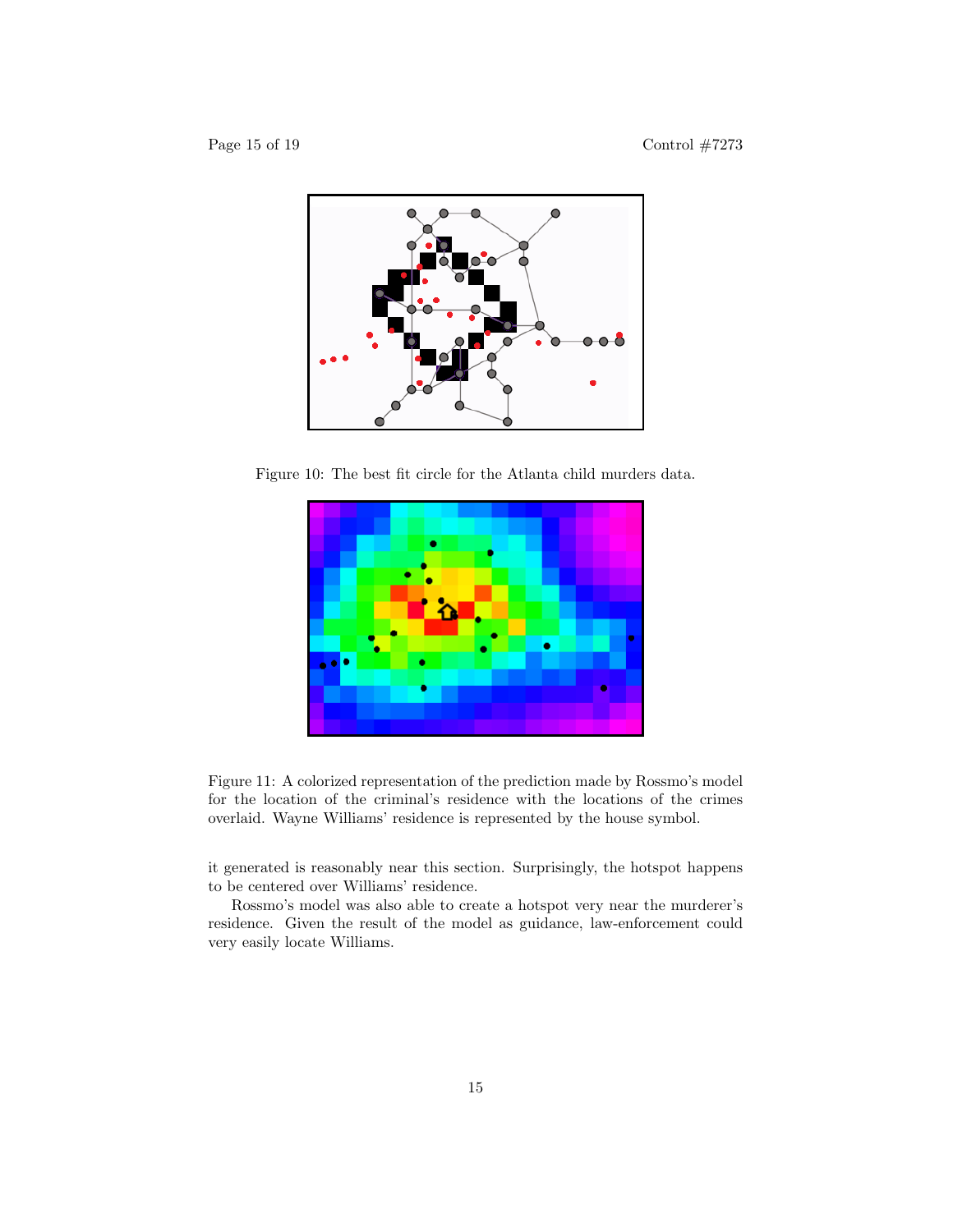Figure 10: The best fit circle for the Atlanta child murders data.

Figure 11: A colorized representation of the prediction made by Rossmo's model for the location of the criminal's residence with the locations of the crimes overlaid. Wayne Williams' residence is represented by the house symbol.

it generated is reasonably near this section. Surprisingly, the hotspot happens to be centered over Williams' residence.

Rossmo's model was also able to create a hotspot very near the murderer's residence. Given the result of the model as guidance, law-enforcement could very easily locate Williams.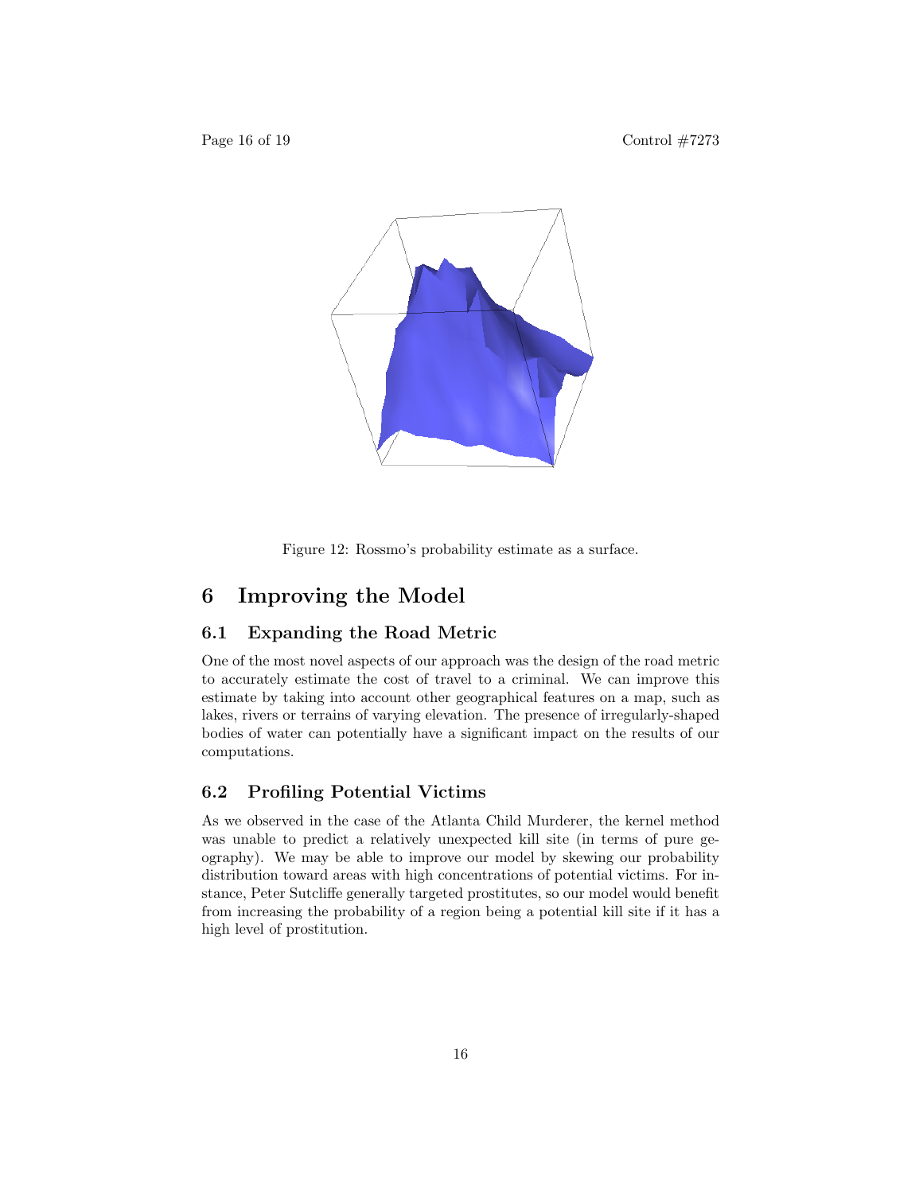Figure 12: Rossmo's probability estimate as a surface.

## 6 Improving the Model

### 6.1 Expanding the Road Metric

One of the most novel aspects of our approach was the design of the road metric to accurately estimate the cost of travel to a criminal. We can improve this estimate by taking into account other geographical features on a map, such as lakes, rivers or terrains of varying elevation. The presence of irregularly-shaped bodies of water can potentially have a significant impact on the results of our computations.

### 6.2 Profiling Potential Victims

As we observed in the case of the Atlanta Child Murderer, the kernel method was unable to predict a relatively unexpected kill site (in terms of pure geography). We may be able to improve our model by skewing our probability distribution toward areas with high concentrations of potential victims. For instance, Peter Sutcliffe generally targeted prostitutes, so our model would benefit from increasing the probability of a region being a potential kill site if it has a high level of prostitution.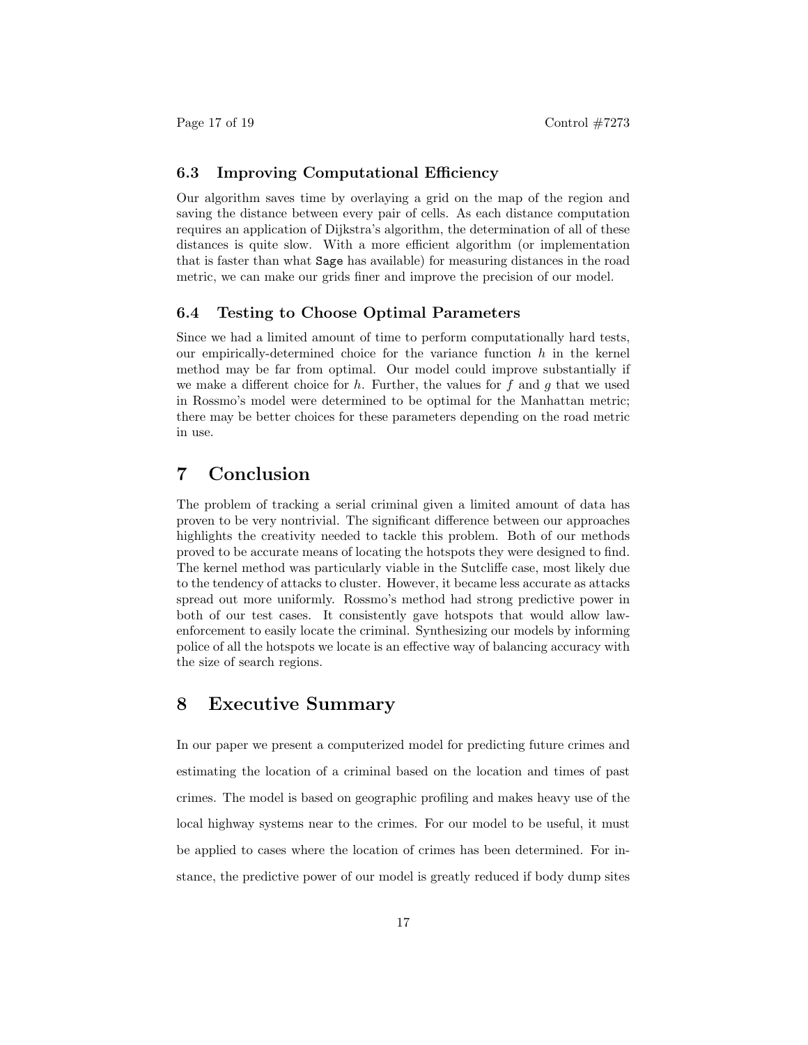### 6.3 Improving Computational Efficiency

Our algorithm saves time by overlaying a grid on the map of the region and saving the distance between every pair of cells. As each distance computation requires an application of Dijkstra's algorithm, the determination of all of these distances is quite slow. With a more efficient algorithm (or implementation that is faster than what `Sage` has available) for measuring distances in the road metric, we can make our grids finer and improve the precision of our model.

### 6.4 Testing to Choose Optimal Parameters

Since we had a limited amount of time to perform computationally hard tests, our empirically-determined choice for the variance function $h$ in the kernel method may be far from optimal. Our model could improve substantially if we make a different choice for $h$. Further, the values for $f$ and $g$ that we used in Rossmo's model were determined to be optimal for the Manhattan metric; there may be better choices for these parameters depending on the road metric in use.

## 7 Conclusion

The problem of tracking a serial criminal given a limited amount of data has proven to be very nontrivial. The significant difference between our approaches highlights the creativity needed to tackle this problem. Both of our methods proved to be accurate means of locating the hotspots they were designed to find. The kernel method was particularly viable in the Sutcliffe case, most likely due to the tendency of attacks to cluster. However, it became less accurate as attacks spread out more uniformly. Rossmo's method had strong predictive power in both of our test cases. It consistently gave hotspots that would allow law-enforcement to easily locate the criminal. Synthesizing our models by informing police of all the hotspots we locate is an effective way of balancing accuracy with the size of search regions.

## 8 Executive Summary

In our paper we present a computerized model for predicting future crimes and estimating the location of a criminal based on the location and times of past crimes. The model is based on geographic profiling and makes heavy use of the local highway systems near to the crimes. For our model to be useful, it must be applied to cases where the location of crimes has been determined. For instance, the predictive power of our model is greatly reduced if body dump sites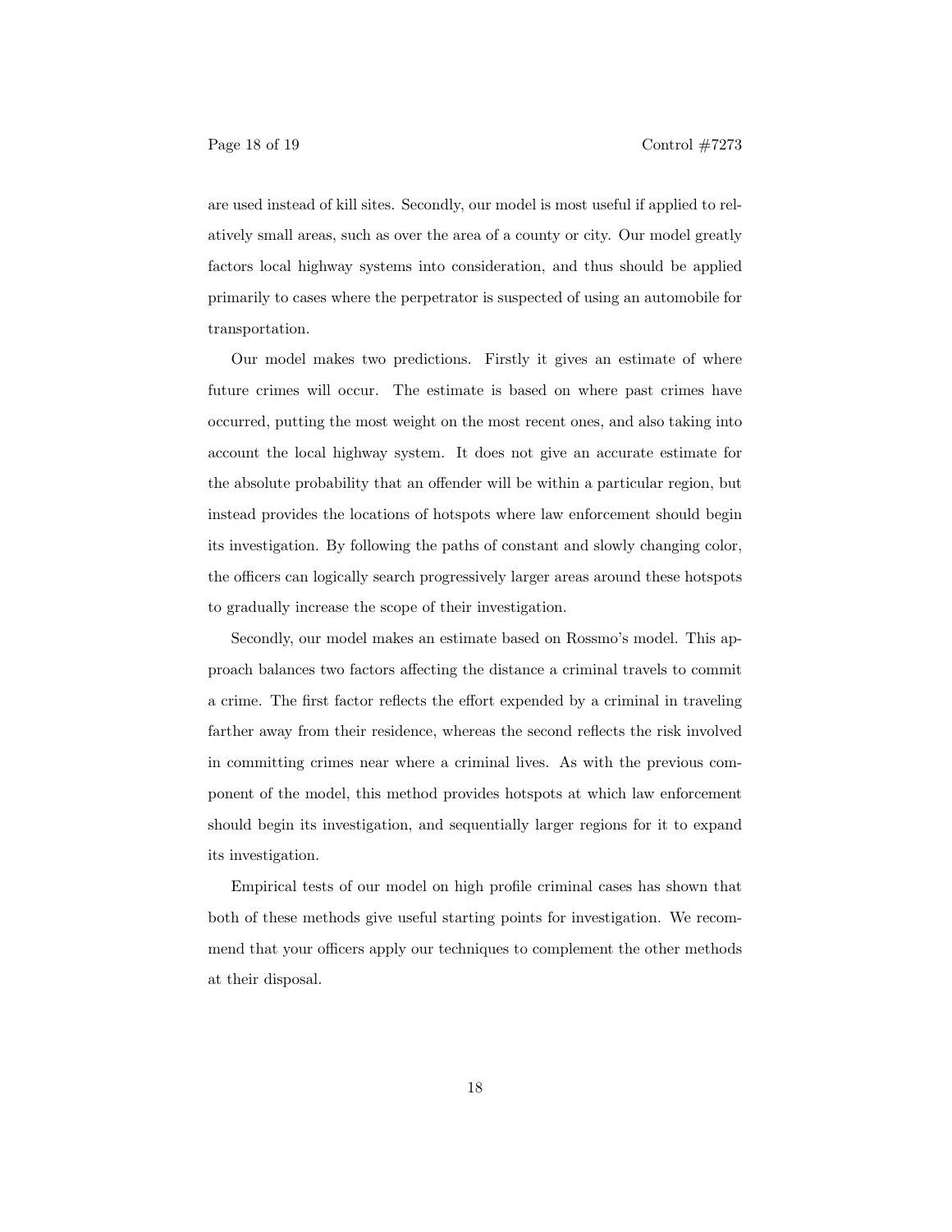are used instead of kill sites. Secondly, our model is most useful if applied to relatively small areas, such as over the area of a county or city. Our model greatly factors local highway systems into consideration, and thus should be applied primarily to cases where the perpetrator is suspected of using an automobile for transportation.

Our model makes two predictions. Firstly it gives an estimate of where future crimes will occur. The estimate is based on where past crimes have occurred, putting the most weight on the most recent ones, and also taking into account the local highway system. It does not give an accurate estimate for the absolute probability that an offender will be within a particular region, but instead provides the locations of hotspots where law enforcement should begin its investigation. By following the paths of constant and slowly changing color, the officers can logically search progressively larger areas around these hotspots to gradually increase the scope of their investigation.

Secondly, our model makes an estimate based on Rossmo's model. This approach balances two factors affecting the distance a criminal travels to commit a crime. The first factor reflects the effort expended by a criminal in traveling farther away from their residence, whereas the second reflects the risk involved in committing crimes near where a criminal lives. As with the previous component of the model, this method provides hotspots at which law enforcement should begin its investigation, and sequentially larger regions for it to expand its investigation.

Empirical tests of our model on high profile criminal cases has shown that both of these methods give useful starting points for investigation. We recommend that your officers apply our techniques to complement the other methods at their disposal.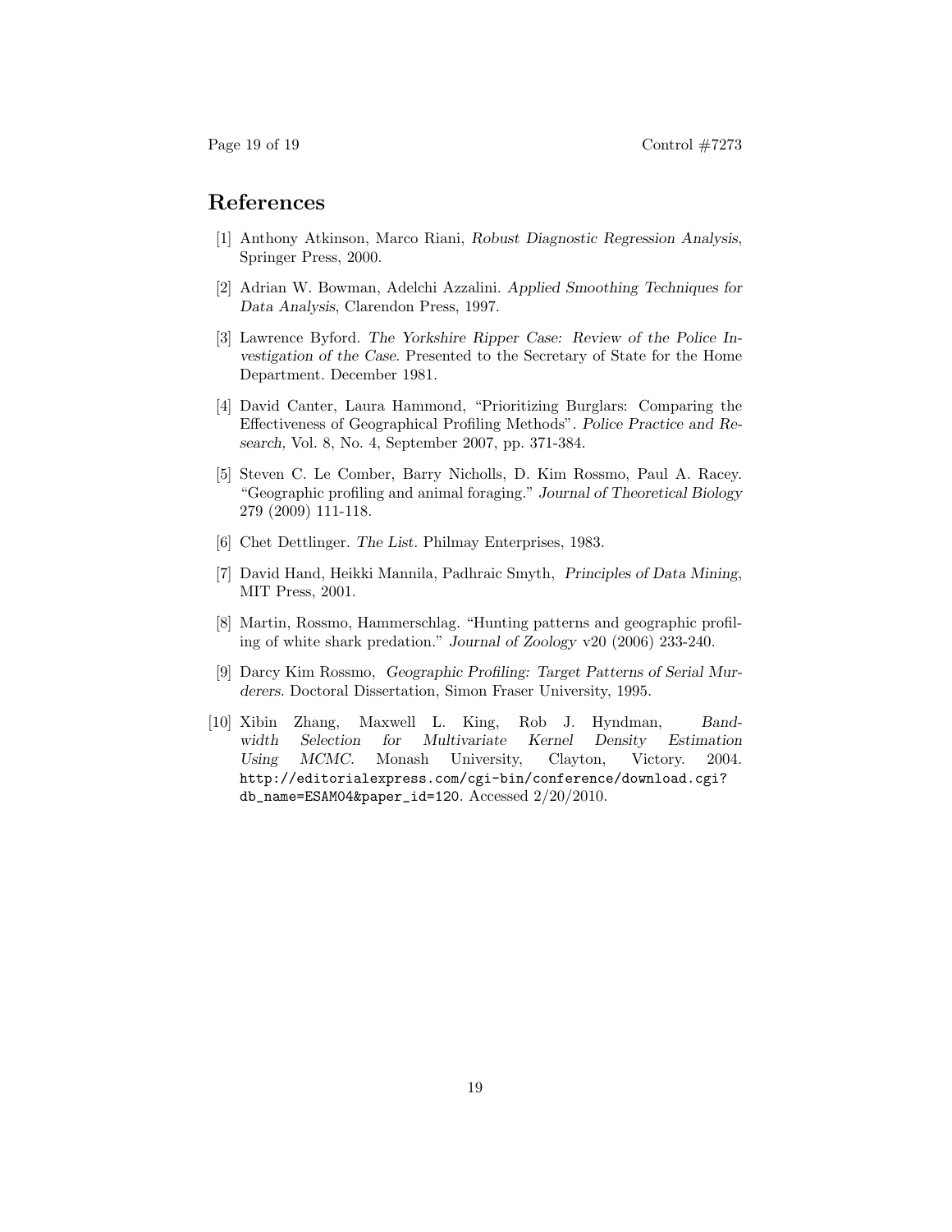## References

[1] Anthony Atkinson, Marco Riani, *Robust Diagnostic Regression Analysis*, Springer Press, 2000.

[2] Adrian W. Bowman, Adelchi Azzalini. *Applied Smoothing Techniques for Data Analysis*, Clarendon Press, 1997.

[3] Lawrence Byford. *The Yorkshire Ripper Case: Review of the Police Investigation of the Case*. Presented to the Secretary of State for the Home Department. December 1981.

[4] David Canter, Laura Hammond, "Prioritizing Burglars: Comparing the Effectiveness of Geographical Profiling Methods". *Police Practice and Research,* Vol. 8, No. 4, September 2007, pp. 371-384.

[5] Steven C. Le Comber, Barry Nicholls, D. Kim Rossmo, Paul A. Racey. "Geographic profiling and animal foraging." *Journal of Theoretical Biology* 279 (2009) 111-118.

[6] Chet Dettlinger. *The List*. Philmay Enterprises, 1983.

[7] David Hand, Heikki Mannila, Padhraic Smyth, *Principles of Data Mining*, MIT Press, 2001.

[8] Martin, Rossmo, Hammerschlag. "Hunting patterns and geographic profiling of white shark predation." *Journal of Zoology* v20 (2006) 233-240.

[9] Darcy Kim Rossmo, *Geographic Profiling: Target Patterns of Serial Murderers*. Doctoral Dissertation, Simon Fraser University, 1995.

[10] Xibin Zhang, Maxwell L. King, Rob J. Hyndman, *Bandwidth Selection for Multivariate Kernel Density Estimation Using MCMC*. Monash University, Clayton, Victory. 2004. http://editorialexpress.com/cgi-bin/conference/download.cgi?db_name=ESAM04&paper_id=120. Accessed 2/20/2010.